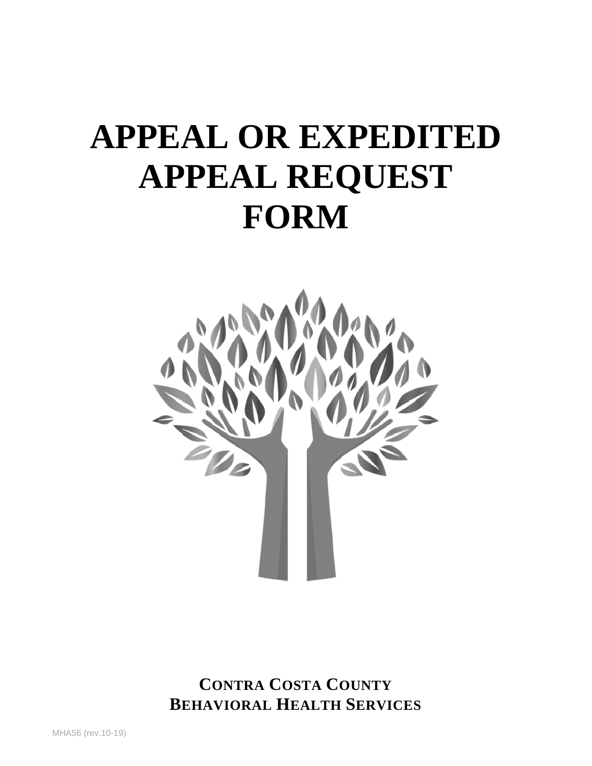# APPEAL OR EXPEDITED APPEAL REQUEST FORM

**CONTRA COSTA COUNTY**
**BEHAVIORAL HEALTH SERVICES**

MHA56 (rev.10-19)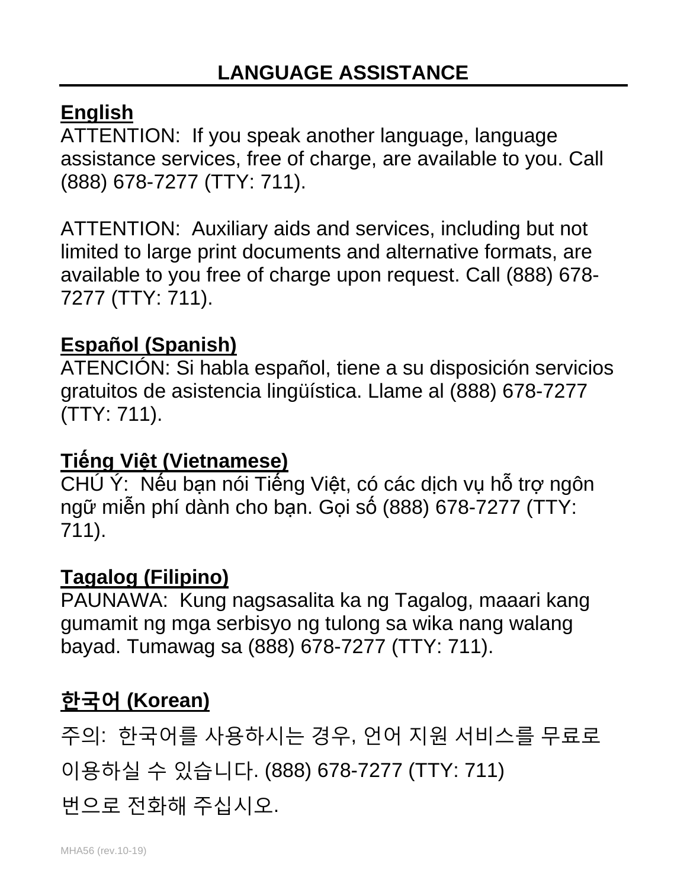## LANGUAGE ASSISTANCE

**English**

ATTENTION: If you speak another language, language assistance services, free of charge, are available to you. Call (888) 678-7277 (TTY: 711).

ATTENTION: Auxiliary aids and services, including but not limited to large print documents and alternative formats, are available to you free of charge upon request. Call (888) 678-7277 (TTY: 711).

**Español (Spanish)**

ATENCIÓN: Si habla español, tiene a su disposición servicios gratuitos de asistencia lingüística. Llame al (888) 678-7277 (TTY: 711).

**Tiếng Việt (Vietnamese)**

CHÚ Ý: Nếu bạn nói Tiếng Việt, có các dịch vụ hỗ trợ ngôn ngữ miễn phí dành cho bạn. Gọi số (888) 678-7277 (TTY: 711).

**Tagalog (Filipino)**

PAUNAWA: Kung nagsasalita ka ng Tagalog, maaari kang gumamit ng mga serbisyo ng tulong sa wika nang walang bayad. Tumawag sa (888) 678-7277 (TTY: 711).

**한국어 (Korean)**

주의: 한국어를 사용하시는 경우, 언어 지원 서비스를 무료로 이용하실 수 있습니다. (888) 678-7277 (TTY: 711) 번으로 전화해 주십시오.

MHA56 (rev.10-19)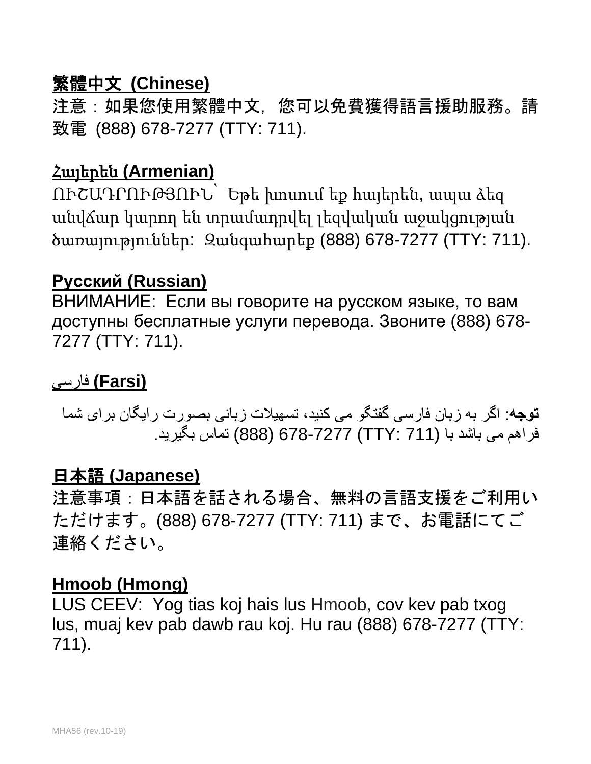**<u>繁體中文 (Chinese)</u>**

注意：如果您使用繁體中文，您可以免費獲得語言援助服務。請致電 (888) 678-7277 (TTY: 711).

**<u>Հայերեն (Armenian)</u>**

ՈՒՇԱԴՐՈՒԹՅՈՒՆ՝ Եթե խոսում եք հայերեն, ապա ձեզ անվճար կարող են տրամադրվել լեզվական աջակցության ծառայություններ: Զանգահարեք (888) 678-7277 (TTY: 711).

**<u>Русский (Russian)</u>**

ВНИМАНИЕ: Если вы говорите на русском языке, то вам доступны бесплатные услуги перевода. Звоните (888) 678-7277 (TTY: 711).

**<u>فارسی (Farsi)</u>**

**توجه**: اگر به زبان فارسی گفتگو می کنید، تسهیلات زبانی بصورت رایگان برای شما فراهم می باشد با (TTY: 711) 678-7277 (888) تماس بگیرید.

**<u>日本語 (Japanese)</u>**

注意事項：日本語を話される場合、無料の言語支援をご利用いただけます。(888) 678-7277 (TTY: 711) まで、お電話にてご連絡ください。

**<u>Hmoob (Hmong)</u>**

LUS CEEV: Yog tias koj hais lus Hmoob, cov kev pab txog lus, muaj kev pab dawb rau koj. Hu rau (888) 678-7277 (TTY: 711).

MHA56 (rev.10-19)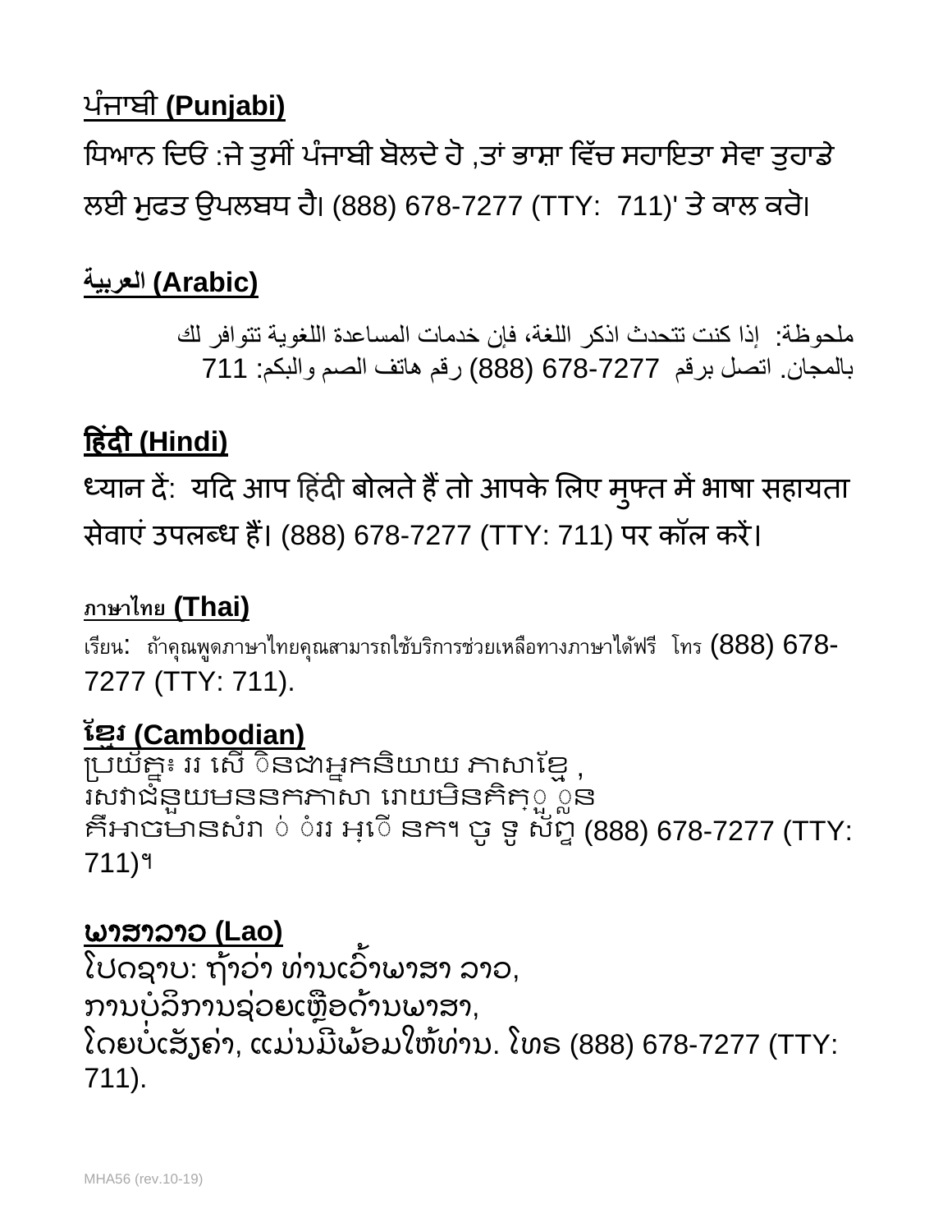**ਪੰਜਾਬੀ (Punjabi)**

ਧਿਆਨ ਦਿਓ :ਜੇ ਤੁਸੀਂ ਪੰਜਾਬੀ ਬੋਲਦੇ ਹੋ ,ਤਾਂ ਭਾਸ਼ਾ ਵਿੱਚ ਸਹਾਇਤਾ ਸੇਵਾ ਤੁਹਾਡੇ ਲਈ ਮੁਫਤ ਉਪਲਬਧ ਹੈ। (888) 678-7277 (TTY: 711)' ਤੇ ਕਾਲ ਕਰੋ।

**العربية (Arabic)**

ملحوظة: إذا كنت تتحدث اذكر اللغة، فإن خدمات المساعدة اللغوية تتوافر لك بالمجان. اتصل برقم 678-7277 (888) رقم هاتف الصم والبكم: 711

**हिंदी (Hindi)**

ध्यान दें: यदि आप हिंदी बोलते हैं तो आपके लिए मुफ्त में भाषा सहायता सेवाएं उपलब्ध हैं। (888) 678-7277 (TTY: 711) पर कॉल करें।

**ภาษาไทย (Thai)**

เรียน: ถ้าคุณพูดภาษาไทยคุณสามารถใช้บริการช่วยเหลือทางภาษาได้ฟรี โทร (888) 678-7277 (TTY: 711).

**ខ្មែរ (Cambodian)**

ប្រយ័ត្ន៖ ររ សើ ិនជាអ្នកនិយាយ ភាសាខ្មែ , រសវាជំនួយមននកភាសា រោយមិនគិត្ួ ្លួន គឺអាចមានសំរា ់ ំររ អ្េើ នក។ ចូ ទូ ស័ព្ទ (888) 678-7277 (TTY: 711)។

**ພາສາລາວ (Lao)**

ໂປດຊາບ: ຖ້າວ່າ ທ່ານເວົ້າພາສາ ລາວ, ການບໍລິການຊ່ວຍເຫຼືອດ້ານພາສາ, ໂດຍບໍ່ເສັຽຄ່າ, ແມ່ນມີພ້ອມໃຫ້ທ່ານ. ໂທຣ (888) 678-7277 (TTY: 711).

MHA56 (rev.10-19)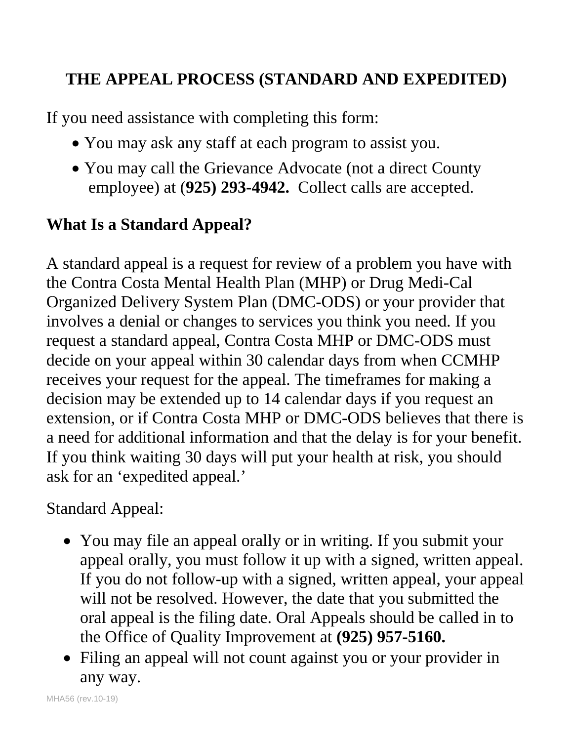## THE APPEAL PROCESS (STANDARD AND EXPEDITED)

If you need assistance with completing this form:

- You may ask any staff at each program to assist you.
- You may call the Grievance Advocate (not a direct County employee) at (**925) 293-4942.** Collect calls are accepted.

### What Is a Standard Appeal?

A standard appeal is a request for review of a problem you have with the Contra Costa Mental Health Plan (MHP) or Drug Medi-Cal Organized Delivery System Plan (DMC-ODS) or your provider that involves a denial or changes to services you think you need. If you request a standard appeal, Contra Costa MHP or DMC-ODS must decide on your appeal within 30 calendar days from when CCMHP receives your request for the appeal. The timeframes for making a decision may be extended up to 14 calendar days if you request an extension, or if Contra Costa MHP or DMC-ODS believes that there is a need for additional information and that the delay is for your benefit. If you think waiting 30 days will put your health at risk, you should ask for an 'expedited appeal.'

Standard Appeal:

- You may file an appeal orally or in writing. If you submit your appeal orally, you must follow it up with a signed, written appeal. If you do not follow-up with a signed, written appeal, your appeal will not be resolved. However, the date that you submitted the oral appeal is the filing date. Oral Appeals should be called in to the Office of Quality Improvement at **(925) 957-5160.**
- Filing an appeal will not count against you or your provider in any way.

MHA56 (rev.10-19)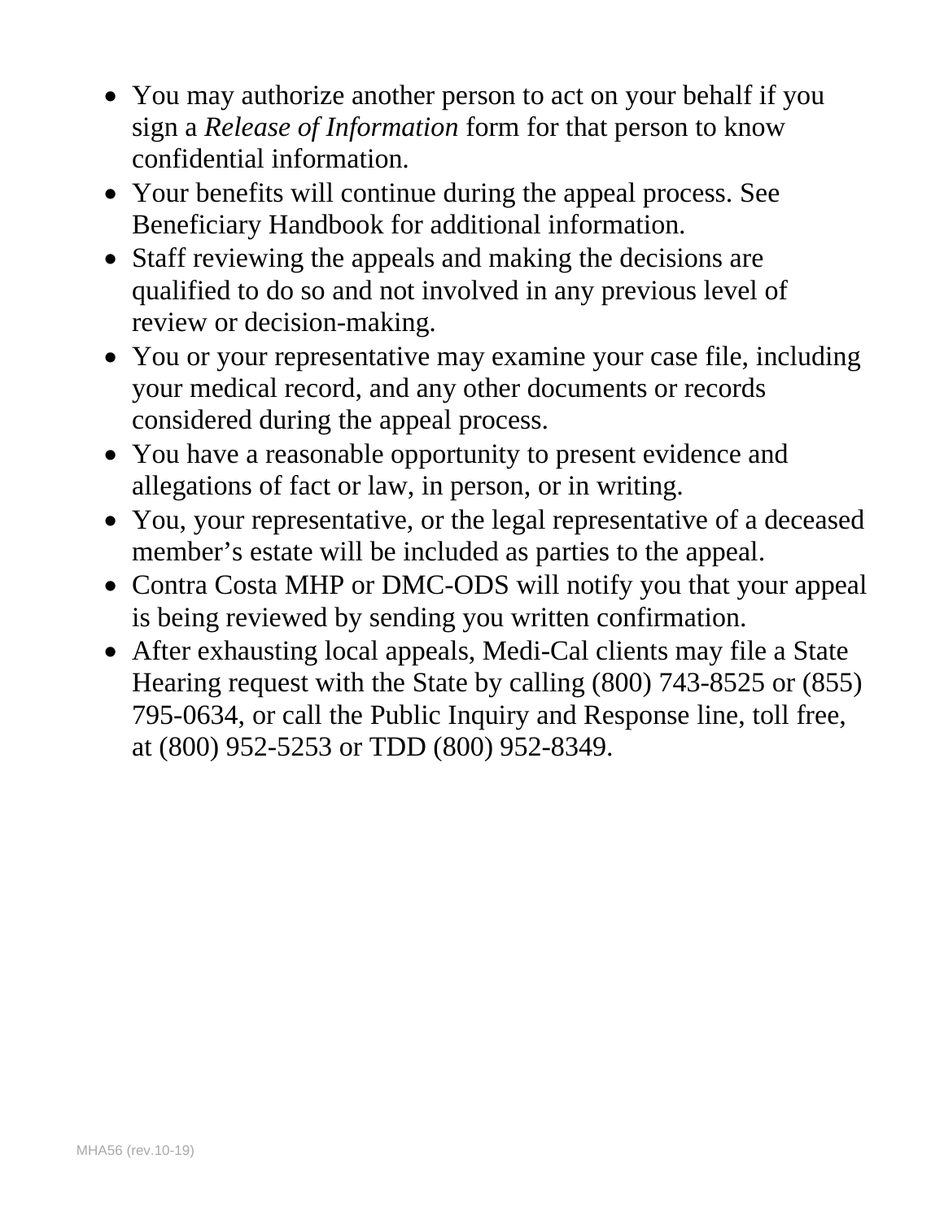- You may authorize another person to act on your behalf if you sign a *Release of Information* form for that person to know confidential information.
- Your benefits will continue during the appeal process. See Beneficiary Handbook for additional information.
- Staff reviewing the appeals and making the decisions are qualified to do so and not involved in any previous level of review or decision-making.
- You or your representative may examine your case file, including your medical record, and any other documents or records considered during the appeal process.
- You have a reasonable opportunity to present evidence and allegations of fact or law, in person, or in writing.
- You, your representative, or the legal representative of a deceased member's estate will be included as parties to the appeal.
- Contra Costa MHP or DMC-ODS will notify you that your appeal is being reviewed by sending you written confirmation.
- After exhausting local appeals, Medi-Cal clients may file a State Hearing request with the State by calling (800) 743-8525 or (855) 795-0634, or call the Public Inquiry and Response line, toll free, at (800) 952-5253 or TDD (800) 952-8349.

MHA56 (rev.10-19)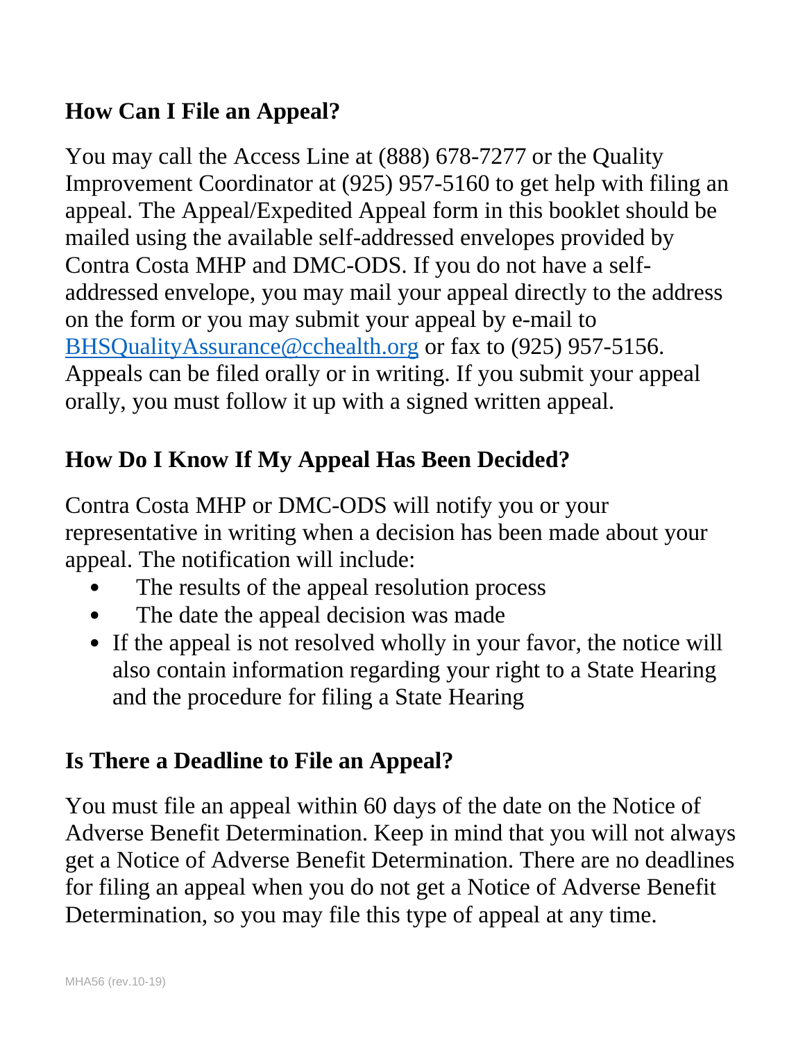## How Can I File an Appeal?

You may call the Access Line at (888) 678-7277 or the Quality Improvement Coordinator at (925) 957-5160 to get help with filing an appeal. The Appeal/Expedited Appeal form in this booklet should be mailed using the available self-addressed envelopes provided by Contra Costa MHP and DMC-ODS. If you do not have a self-addressed envelope, you may mail your appeal directly to the address on the form or you may submit your appeal by e-mail to BHSQualityAssurance@cchealth.org or fax to (925) 957-5156. Appeals can be filed orally or in writing. If you submit your appeal orally, you must follow it up with a signed written appeal.

## How Do I Know If My Appeal Has Been Decided?

Contra Costa MHP or DMC-ODS will notify you or your representative in writing when a decision has been made about your appeal. The notification will include:

- The results of the appeal resolution process
- The date the appeal decision was made
- If the appeal is not resolved wholly in your favor, the notice will also contain information regarding your right to a State Hearing and the procedure for filing a State Hearing

## Is There a Deadline to File an Appeal?

You must file an appeal within 60 days of the date on the Notice of Adverse Benefit Determination. Keep in mind that you will not always get a Notice of Adverse Benefit Determination. There are no deadlines for filing an appeal when you do not get a Notice of Adverse Benefit Determination, so you may file this type of appeal at any time.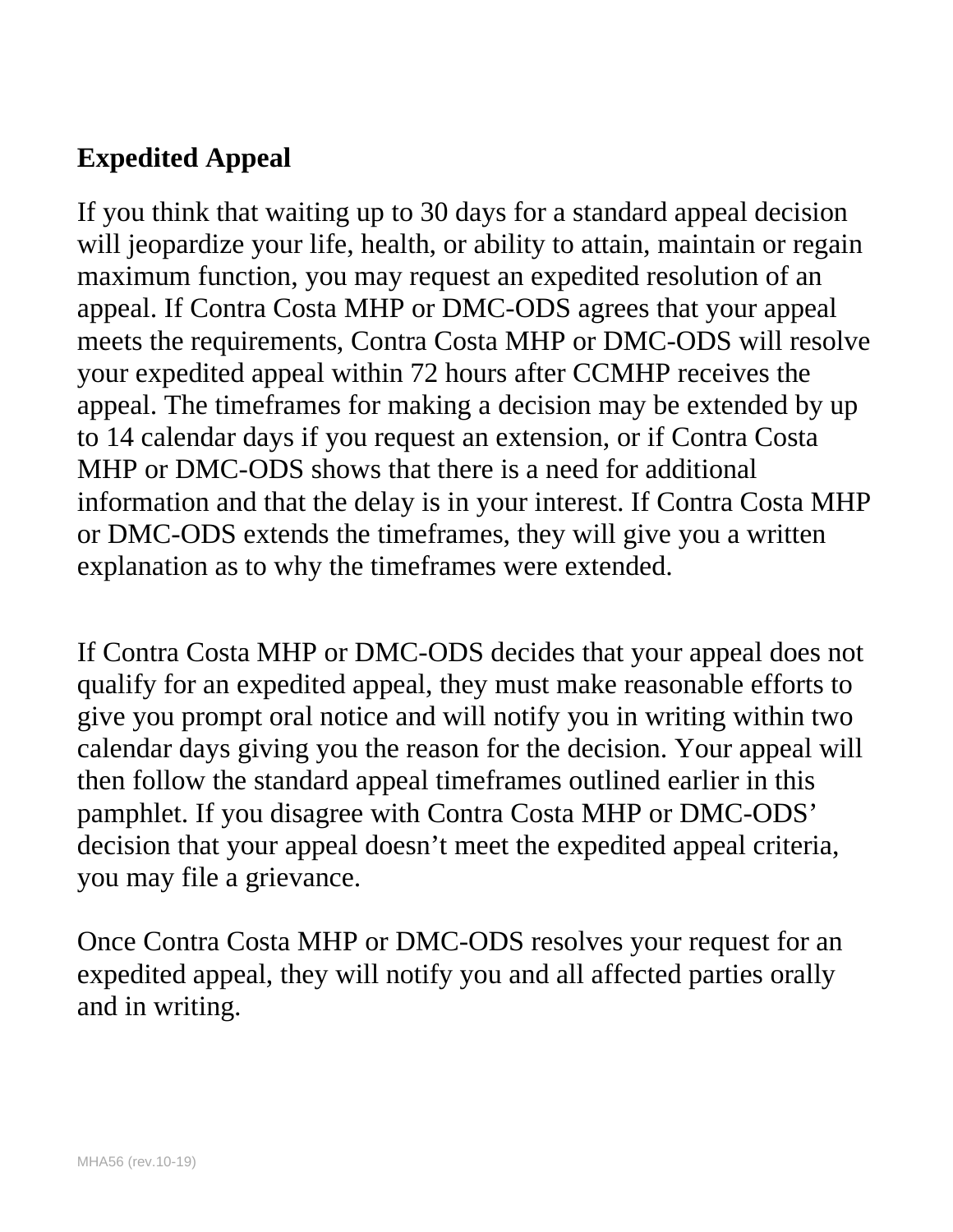**Expedited Appeal**

If you think that waiting up to 30 days for a standard appeal decision will jeopardize your life, health, or ability to attain, maintain or regain maximum function, you may request an expedited resolution of an appeal. If Contra Costa MHP or DMC-ODS agrees that your appeal meets the requirements, Contra Costa MHP or DMC-ODS will resolve your expedited appeal within 72 hours after CCMHP receives the appeal. The timeframes for making a decision may be extended by up to 14 calendar days if you request an extension, or if Contra Costa MHP or DMC-ODS shows that there is a need for additional information and that the delay is in your interest. If Contra Costa MHP or DMC-ODS extends the timeframes, they will give you a written explanation as to why the timeframes were extended.

If Contra Costa MHP or DMC-ODS decides that your appeal does not qualify for an expedited appeal, they must make reasonable efforts to give you prompt oral notice and will notify you in writing within two calendar days giving you the reason for the decision. Your appeal will then follow the standard appeal timeframes outlined earlier in this pamphlet. If you disagree with Contra Costa MHP or DMC-ODS' decision that your appeal doesn't meet the expedited appeal criteria, you may file a grievance.

Once Contra Costa MHP or DMC-ODS resolves your request for an expedited appeal, they will notify you and all affected parties orally and in writing.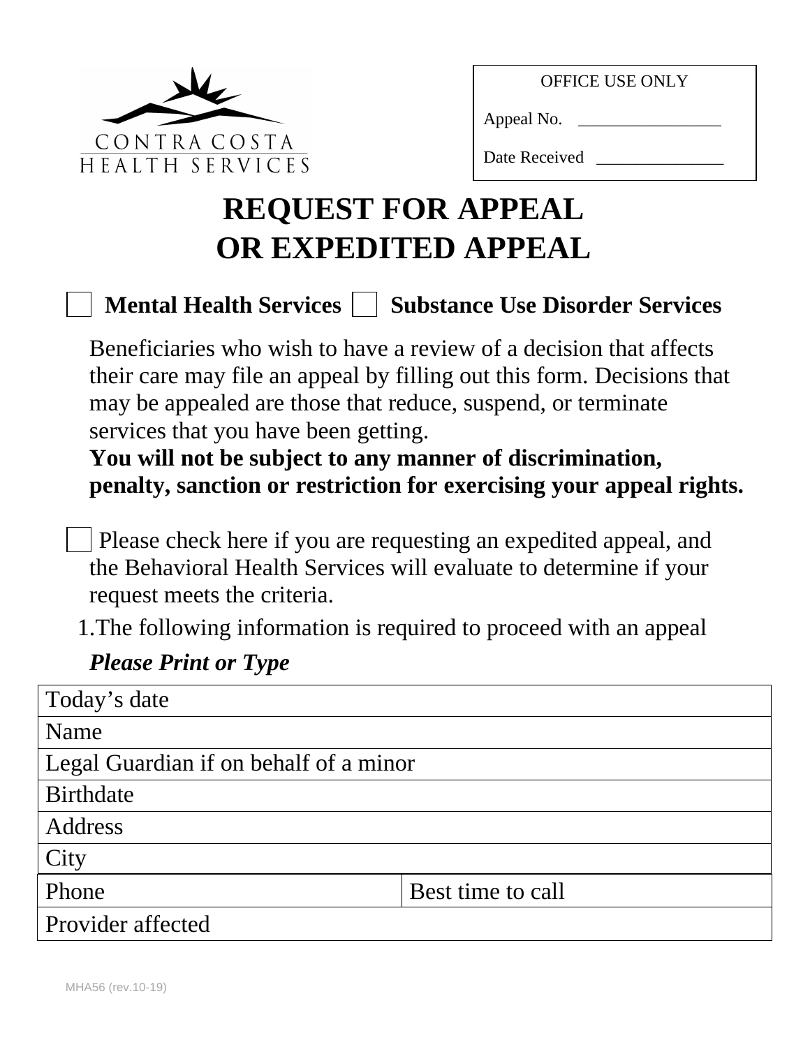CONTRA COSTA
HEALTH SERVICES

| OFFICE USE ONLY |
| --- |
| Appeal No. ________________ |
| Date Received _______________ |

# REQUEST FOR APPEAL OR EXPEDITED APPEAL

☐ **Mental Health Services** ☐ **Substance Use Disorder Services**

Beneficiaries who wish to have a review of a decision that affects their care may file an appeal by filling out this form. Decisions that may be appealed are those that reduce, suspend, or terminate services that you have been getting.
**You will not be subject to any manner of discrimination, penalty, sanction or restriction for exercising your appeal rights.**

☐ Please check here if you are requesting an expedited appeal, and the Behavioral Health Services will evaluate to determine if your request meets the criteria.

1. The following information is required to proceed with an appeal

***Please Print or Type***

| Today's date | |
| --- | --- |
| Name | |
| Legal Guardian if on behalf of a minor | |
| Birthdate | |
| Address | |
| City | |
| Phone | Best time to call |
| Provider affected | |

MHA56 (rev.10-19)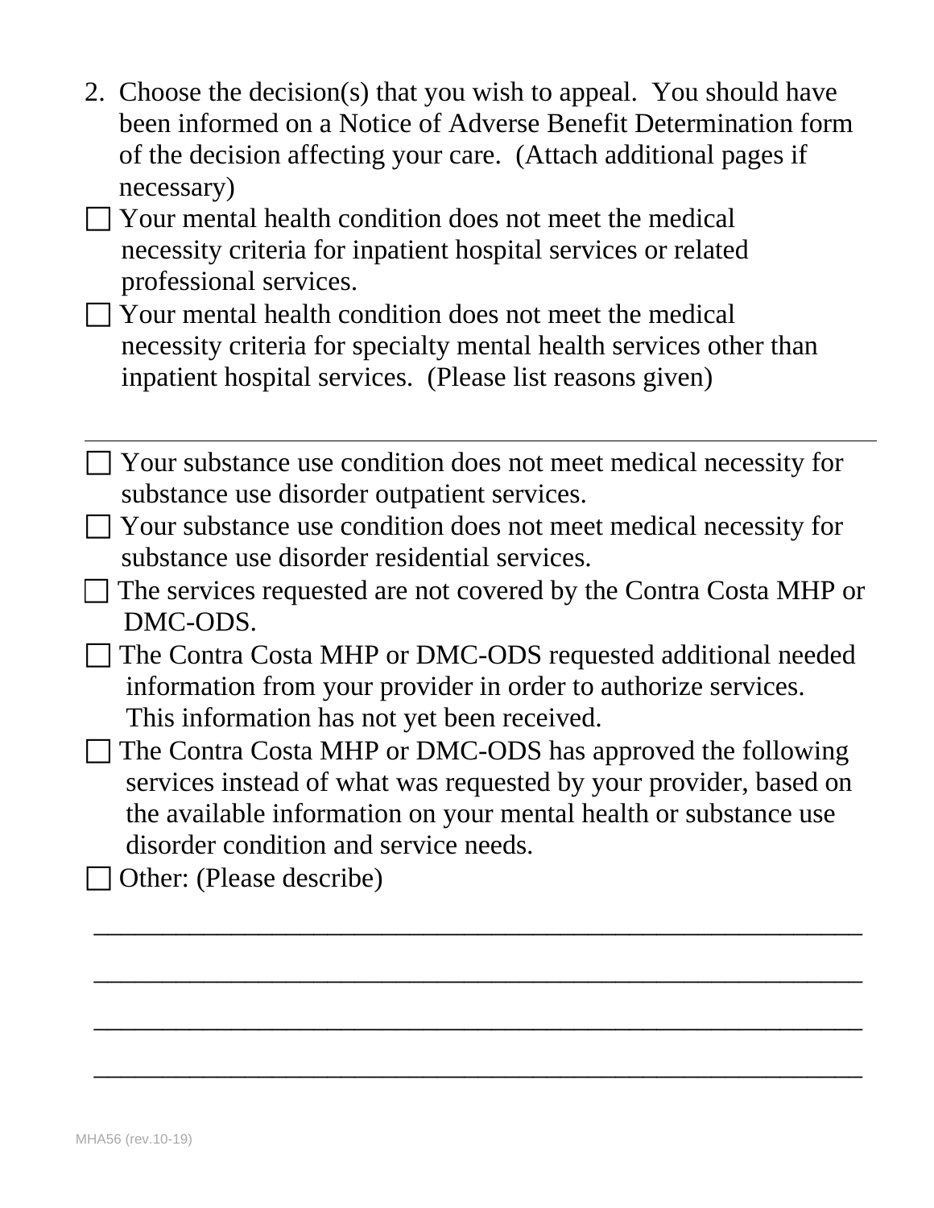2. Choose the decision(s) that you wish to appeal. You should have been informed on a Notice of Adverse Benefit Determination form of the decision affecting your care. (Attach additional pages if necessary)

☐ Your mental health condition does not meet the medical necessity criteria for inpatient hospital services or related professional services.

☐ Your mental health condition does not meet the medical necessity criteria for specialty mental health services other than inpatient hospital services. (Please list reasons given)

______________________________________________________________

☐ Your substance use condition does not meet medical necessity for substance use disorder outpatient services.

☐ Your substance use condition does not meet medical necessity for substance use disorder residential services.

☐ The services requested are not covered by the Contra Costa MHP or DMC-ODS.

☐ The Contra Costa MHP or DMC-ODS requested additional needed information from your provider in order to authorize services. This information has not yet been received.

☐ The Contra Costa MHP or DMC-ODS has approved the following services instead of what was requested by your provider, based on the available information on your mental health or substance use disorder condition and service needs.

☐ Other: (Please describe)

______________________________________________________________

______________________________________________________________

______________________________________________________________

______________________________________________________________

MHA56 (rev.10-19)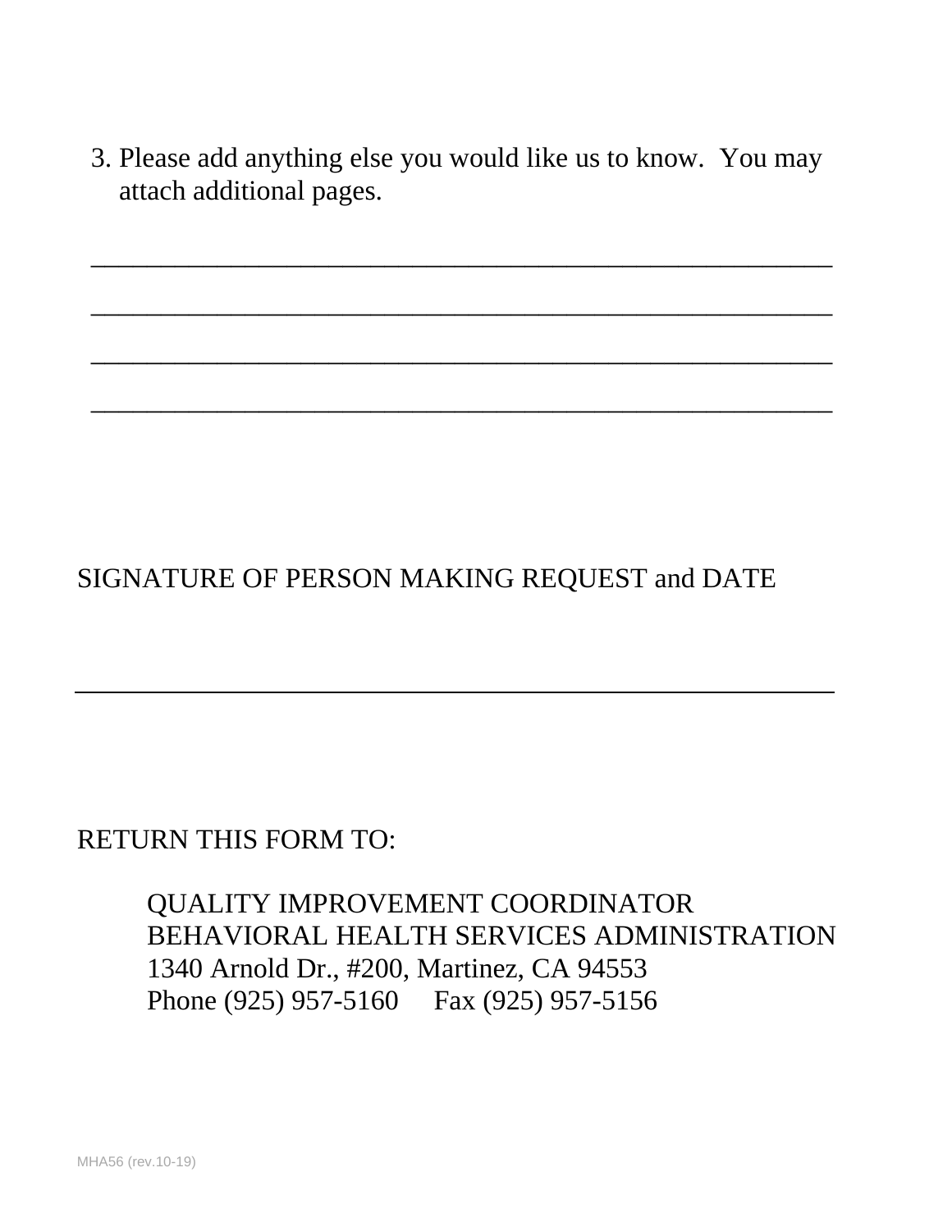3. Please add anything else you would like us to know.  You may attach additional pages.

_______________________________________________________

_______________________________________________________

_______________________________________________________

_______________________________________________________

SIGNATURE OF PERSON MAKING REQUEST and DATE

_______________________________________________________

RETURN THIS FORM TO:

QUALITY IMPROVEMENT COORDINATOR
BEHAVIORAL HEALTH SERVICES ADMINISTRATION
1340 Arnold Dr., #200, Martinez, CA 94553
Phone (925) 957-5160     Fax (925) 957-5156

MHA56 (rev.10-19)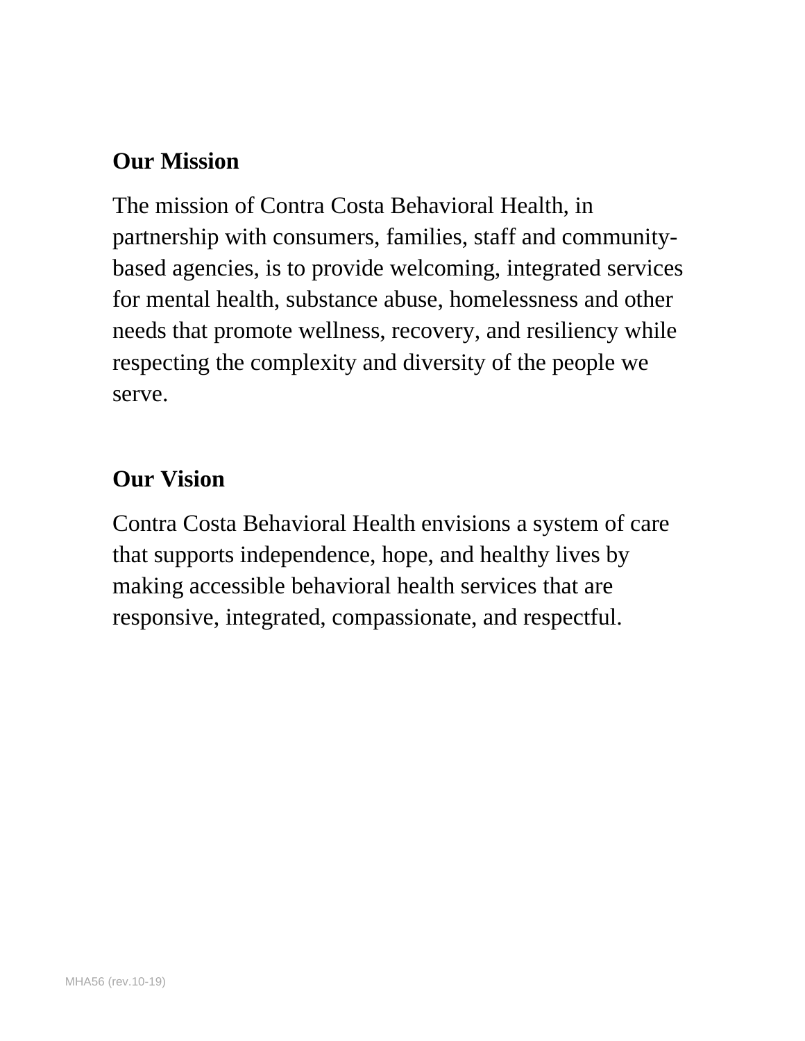## Our Mission

The mission of Contra Costa Behavioral Health, in partnership with consumers, families, staff and community-based agencies, is to provide welcoming, integrated services for mental health, substance abuse, homelessness and other needs that promote wellness, recovery, and resiliency while respecting the complexity and diversity of the people we serve.

## Our Vision

Contra Costa Behavioral Health envisions a system of care that supports independence, hope, and healthy lives by making accessible behavioral health services that are responsive, integrated, compassionate, and respectful.

MHA56 (rev.10-19)